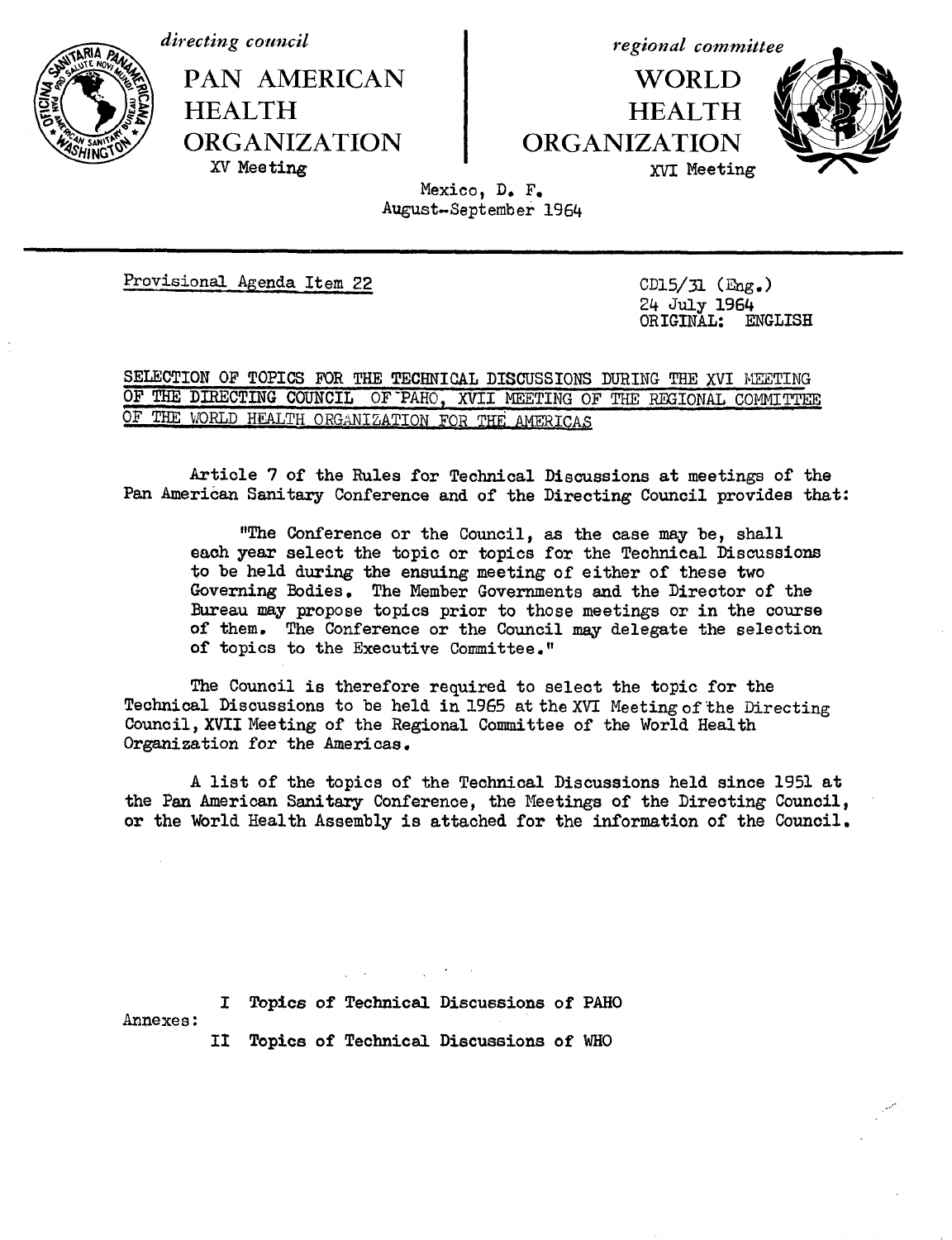*directing council*

PAN AMERICAN HEALTH ORGANIZATION

XV Meeting

*regional committee*

WORLD HEALTH ORGANIZATION

XVI Meeting

Mexico, D. F.
August-September 1964

Provisional Agenda Item 22

CD15/31 (Eng.)
24 July 1964
ORIGINAL: ENGLISH

## SELECTION OF TOPICS FOR THE TECHNICAL DISCUSSIONS DURING THE XVI MEETING OF THE DIRECTING COUNCIL OF PAHO, XVII MEETING OF THE REGIONAL COMMITTEE OF THE WORLD HEALTH ORGANIZATION FOR THE AMERICAS

Article 7 of the Rules for Technical Discussions at meetings of the Pan American Sanitary Conference and of the Directing Council provides that:

> "The Conference or the Council, as the case may be, shall each year select the topic or topics for the Technical Discussions to be held during the ensuing meeting of either of these two Governing Bodies. The Member Governments and the Director of the Bureau may propose topics prior to those meetings or in the course of them. The Conference or the Council may delegate the selection of topics to the Executive Committee."

The Council is therefore required to select the topic for the Technical Discussions to be held in 1965 at the XVI Meeting of the Directing Council, XVII Meeting of the Regional Committee of the World Health Organization for the Americas.

A list of the topics of the Technical Discussions held since 1951 at the Pan American Sanitary Conference, the Meetings of the Directing Council, or the World Health Assembly is attached for the information of the Council.

Annexes:

I Topics of Technical Discussions of PAHO

II Topics of Technical Discussions of WHO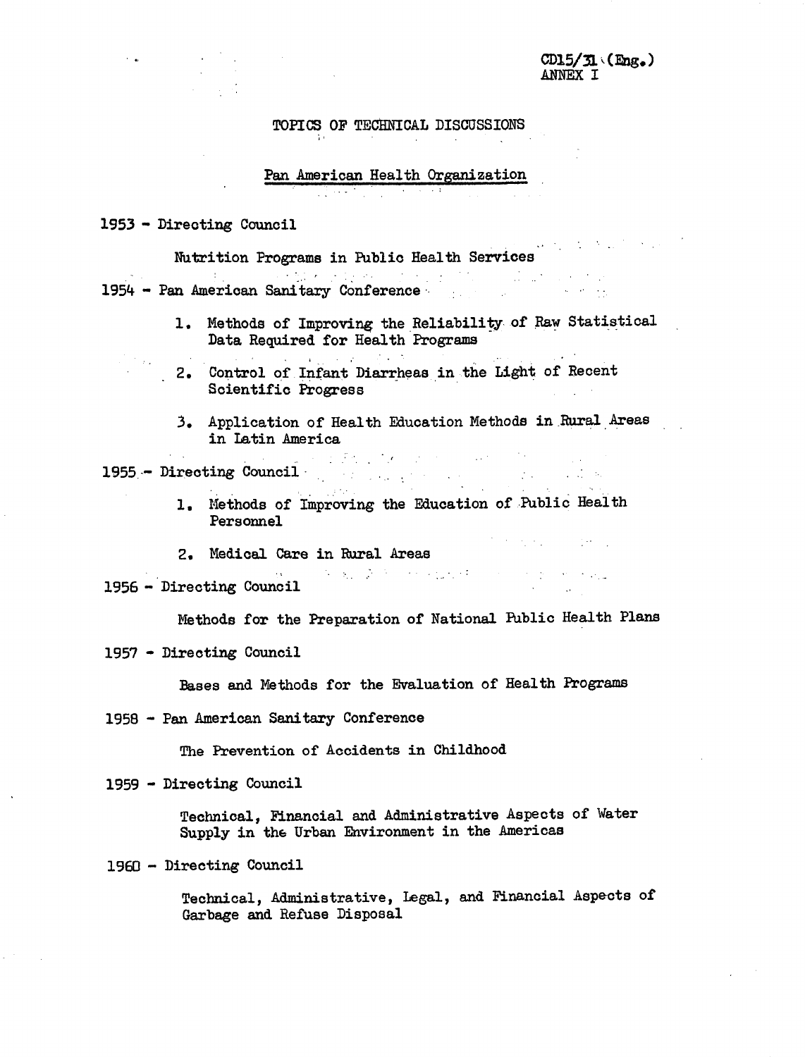CD15/31 (Eng.)
ANNEX I

# TOPICS OF TECHNICAL DISCUSSIONS

## Pan American Health Organization

**1953 - Directing Council**

Nutrition Programs in Public Health Services

**1954 - Pan American Sanitary Conference**

1. Methods of Improving the Reliability of Raw Statistical Data Required for Health Programs
2. Control of Infant Diarrheas in the Light of Recent Scientific Progress
3. Application of Health Education Methods in Rural Areas in Latin America

**1955 - Directing Council**

1. Methods of Improving the Education of Public Health Personnel
2. Medical Care in Rural Areas

**1956 - Directing Council**

Methods for the Preparation of National Public Health Plans

**1957 - Directing Council**

Bases and Methods for the Evaluation of Health Programs

**1958 - Pan American Sanitary Conference**

The Prevention of Accidents in Childhood

**1959 - Directing Council**

Technical, Financial and Administrative Aspects of Water Supply in the Urban Environment in the Americas

**1960 - Directing Council**

Technical, Administrative, Legal, and Financial Aspects of Garbage and Refuse Disposal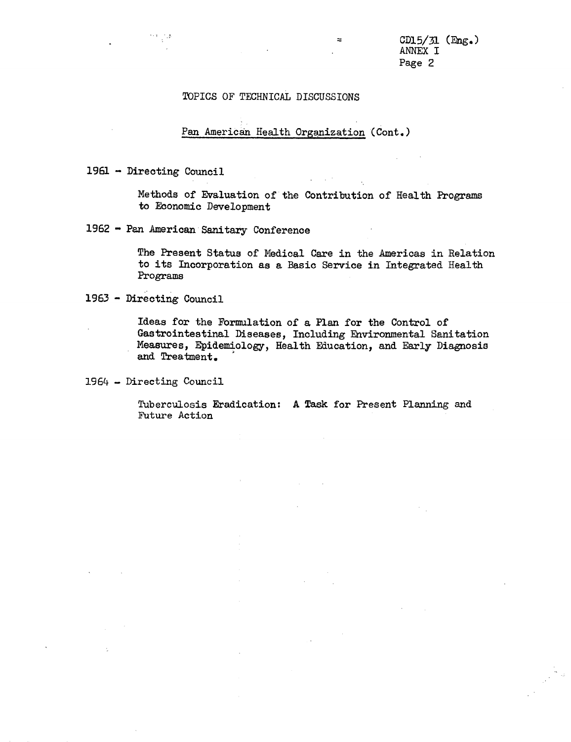## TOPICS OF TECHNICAL DISCUSSIONS

### Pan American Health Organization (Cont.)

1961 - Directing Council

Methods of Evaluation of the Contribution of Health Programs to Economic Development

1962 - Pan American Sanitary Conference

The Present Status of Medical Care in the Americas in Relation to its Incorporation as a Basic Service in Integrated Health Programs

1963 - Directing Council

Ideas for the Formulation of a Plan for the Control of Gastrointestinal Diseases, Including Environmental Sanitation Measures, Epidemiology, Health Education, and Early Diagnosis and Treatment.

1964 - Directing Council

Tuberculosis Eradication: A Task for Present Planning and Future Action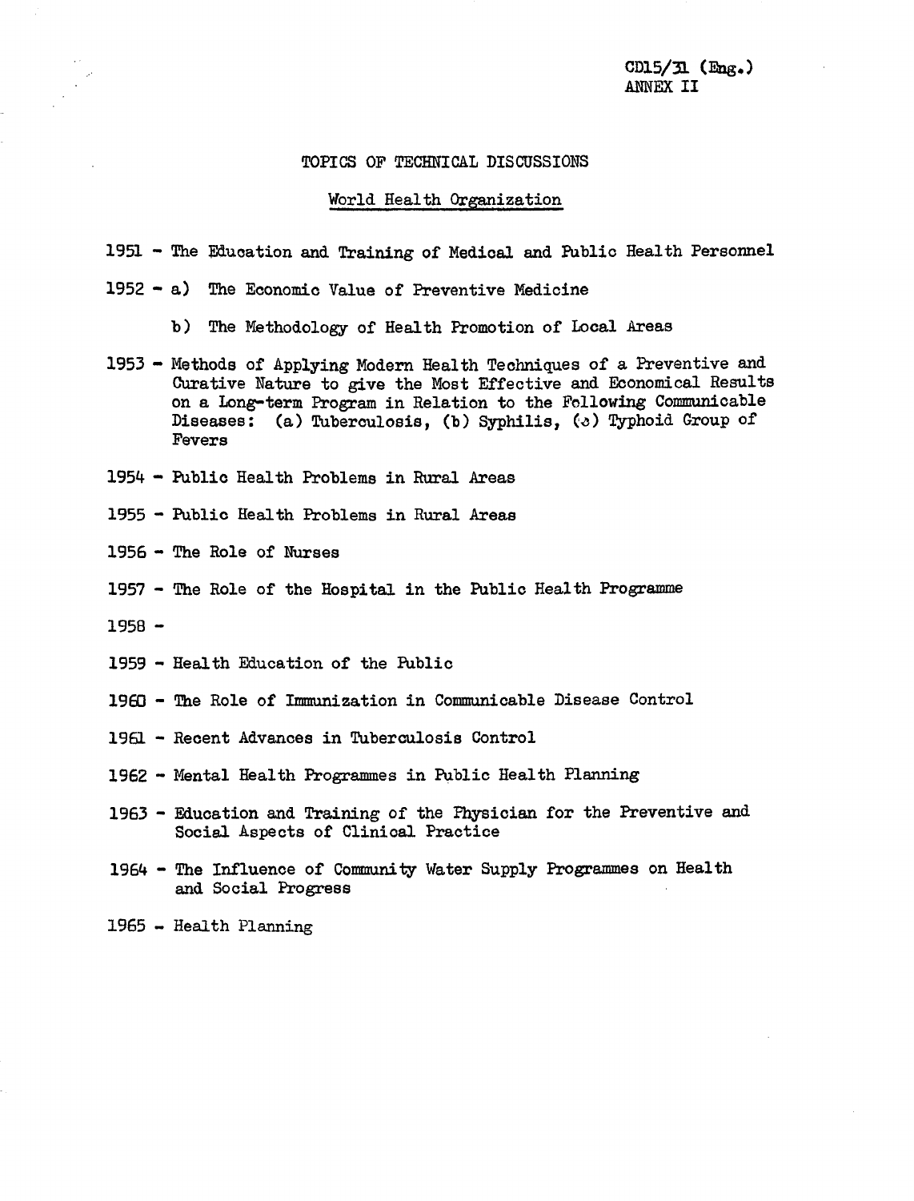CD15/31 (Eng.)
ANNEX II

# TOPICS OF TECHNICAL DISCUSSIONS

## World Health Organization

1951 - The Education and Training of Medical and Public Health Personnel

1952 - a) The Economic Value of Preventive Medicine

b) The Methodology of Health Promotion of Local Areas

1953 - Methods of Applying Modern Health Techniques of a Preventive and Curative Nature to give the Most Effective and Economical Results on a Long-term Program in Relation to the Following Communicable Diseases: (a) Tuberculosis, (b) Syphilis, (c) Typhoid Group of Fevers

1954 - Public Health Problems in Rural Areas

1955 - Public Health Problems in Rural Areas

1956 - The Role of Nurses

1957 - The Role of the Hospital in the Public Health Programme

1958 -

1959 - Health Education of the Public

1960 - The Role of Immunization in Communicable Disease Control

1961 - Recent Advances in Tuberculosis Control

1962 - Mental Health Programmes in Public Health Planning

1963 - Education and Training of the Physician for the Preventive and Social Aspects of Clinical Practice

1964 - The Influence of Community Water Supply Programmes on Health and Social Progress

1965 - Health Planning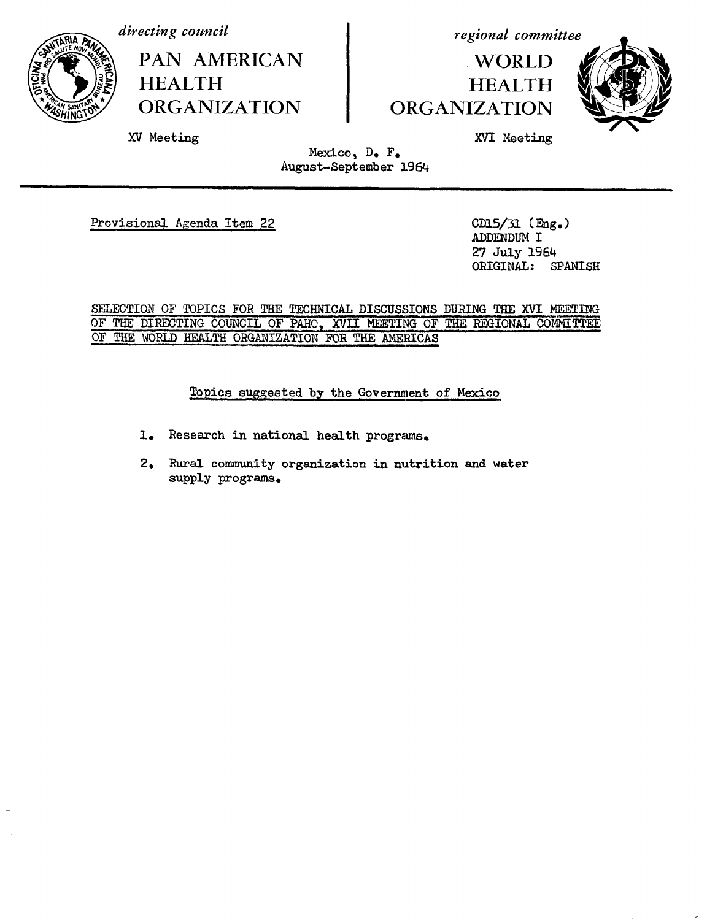*directing council*

PAN AMERICAN HEALTH ORGANIZATION

XV Meeting

*regional committee*

WORLD HEALTH ORGANIZATION

XVI Meeting

Mexico, D. F.
August-September 1964

Provisional Agenda Item 22

CD15/31 (Eng.)
ADDENDUM I
27 July 1964
ORIGINAL: SPANISH

SELECTION OF TOPICS FOR THE TECHNICAL DISCUSSIONS DURING THE XVI MEETING OF THE DIRECTING COUNCIL OF PAHO, XVII MEETING OF THE REGIONAL COMMITTEE OF THE WORLD HEALTH ORGANIZATION FOR THE AMERICAS

Topics suggested by the Government of Mexico

1. Research in national health programs.
2. Rural community organization in nutrition and water supply programs.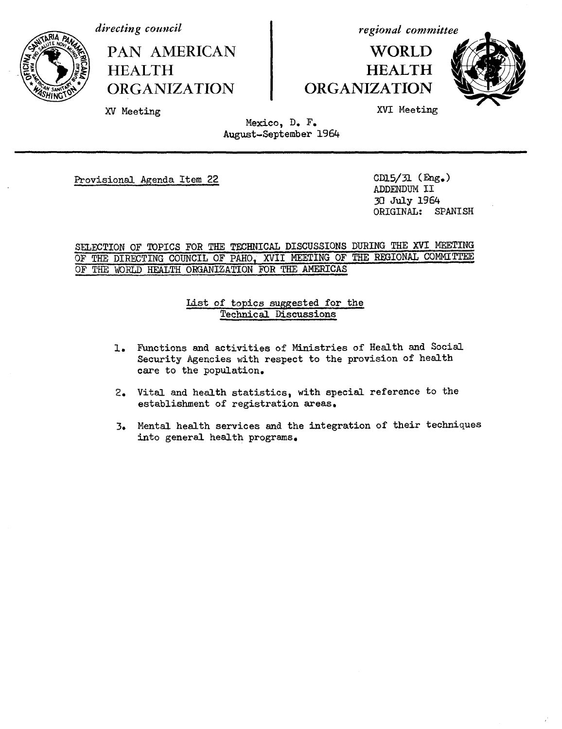*directing council*

PAN AMERICAN HEALTH ORGANIZATION

XV Meeting

*regional committee*

WORLD HEALTH ORGANIZATION

XVI Meeting

Mexico, D. F.
August-September 1964

Provisional Agenda Item 22

CD15/31 (Eng.)
ADDENDUM II
30 July 1964
ORIGINAL: SPANISH

SELECTION OF TOPICS FOR THE TECHNICAL DISCUSSIONS DURING THE XVI MEETING OF THE DIRECTING COUNCIL OF PAHO, XVII MEETING OF THE REGIONAL COMMITTEE OF THE WORLD HEALTH ORGANIZATION FOR THE AMERICAS

List of topics suggested for the Technical Discussions

1. Functions and activities of Ministries of Health and Social Security Agencies with respect to the provision of health care to the population.

2. Vital and health statistics, with special reference to the establishment of registration areas.

3. Mental health services and the integration of their techniques into general health programs.